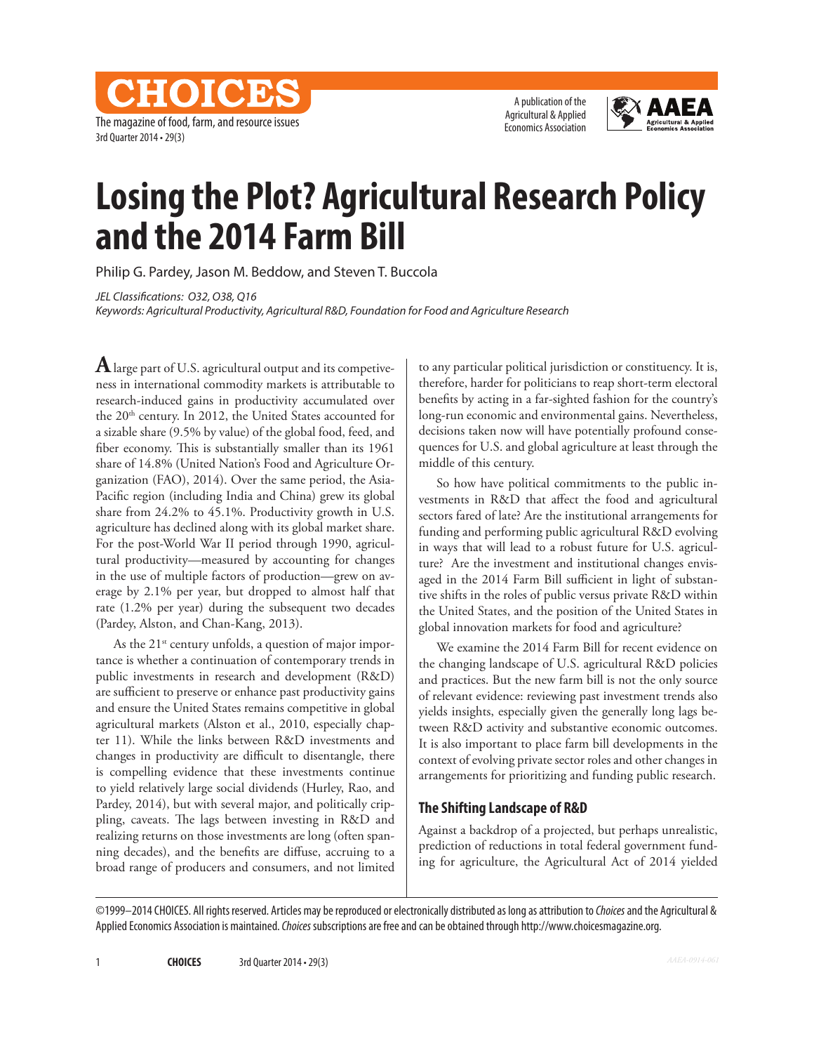# Losing the Plot? Agricultural Research Policy and the 2014 Farm Bill

Philip G. Pardey, Jason M. Beddow, and Steven T. Buccola

*JEL Classifications: O32, O38, Q16*
*Keywords: Agricultural Productivity, Agricultural R&D, Foundation for Food and Agriculture Research*

A large part of U.S. agricultural output and its competitiveness in international commodity markets is attributable to research-induced gains in productivity accumulated over the 20th century. In 2012, the United States accounted for a sizable share (9.5% by value) of the global food, feed, and fiber economy. This is substantially smaller than its 1961 share of 14.8% (United Nation's Food and Agriculture Organization (FAO), 2014). Over the same period, the Asia-Pacific region (including India and China) grew its global share from 24.2% to 45.1%. Productivity growth in U.S. agriculture has declined along with its global market share. For the post-World War II period through 1990, agricultural productivity—measured by accounting for changes in the use of multiple factors of production—grew on average by 2.1% per year, but dropped to almost half that rate (1.2% per year) during the subsequent two decades (Pardey, Alston, and Chan-Kang, 2013).

As the 21st century unfolds, a question of major importance is whether a continuation of contemporary trends in public investments in research and development (R&D) are sufficient to preserve or enhance past productivity gains and ensure the United States remains competitive in global agricultural markets (Alston et al., 2010, especially chapter 11). While the links between R&D investments and changes in productivity are difficult to disentangle, there is compelling evidence that these investments continue to yield relatively large social dividends (Hurley, Rao, and Pardey, 2014), but with several major, and politically crippling, caveats. The lags between investing in R&D and realizing returns on those investments are long (often spanning decades), and the benefits are diffuse, accruing to a broad range of producers and consumers, and not limited to any particular political jurisdiction or constituency. It is, therefore, harder for politicians to reap short-term electoral benefits by acting in a far-sighted fashion for the country's long-run economic and environmental gains. Nevertheless, decisions taken now will have potentially profound consequences for U.S. and global agriculture at least through the middle of this century.

So how have political commitments to the public investments in R&D that affect the food and agricultural sectors fared of late? Are the institutional arrangements for funding and performing public agricultural R&D evolving in ways that will lead to a robust future for U.S. agriculture? Are the investment and institutional changes envisaged in the 2014 Farm Bill sufficient in light of substantive shifts in the roles of public versus private R&D within the United States, and the position of the United States in global innovation markets for food and agriculture?

We examine the 2014 Farm Bill for recent evidence on the changing landscape of U.S. agricultural R&D policies and practices. But the new farm bill is not the only source of relevant evidence: reviewing past investment trends also yields insights, especially given the generally long lags between R&D activity and substantive economic outcomes. It is also important to place farm bill developments in the context of evolving private sector roles and other changes in arrangements for prioritizing and funding public research.

## The Shifting Landscape of R&D

Against a backdrop of a projected, but perhaps unrealistic, prediction of reductions in total federal government funding for agriculture, the Agricultural Act of 2014 yielded

©1999–2014 CHOICES. All rights reserved. Articles may be reproduced or electronically distributed as long as attribution to *Choices* and the Agricultural & Applied Economics Association is maintained. *Choices* subscriptions are free and can be obtained through http://www.choicesmagazine.org.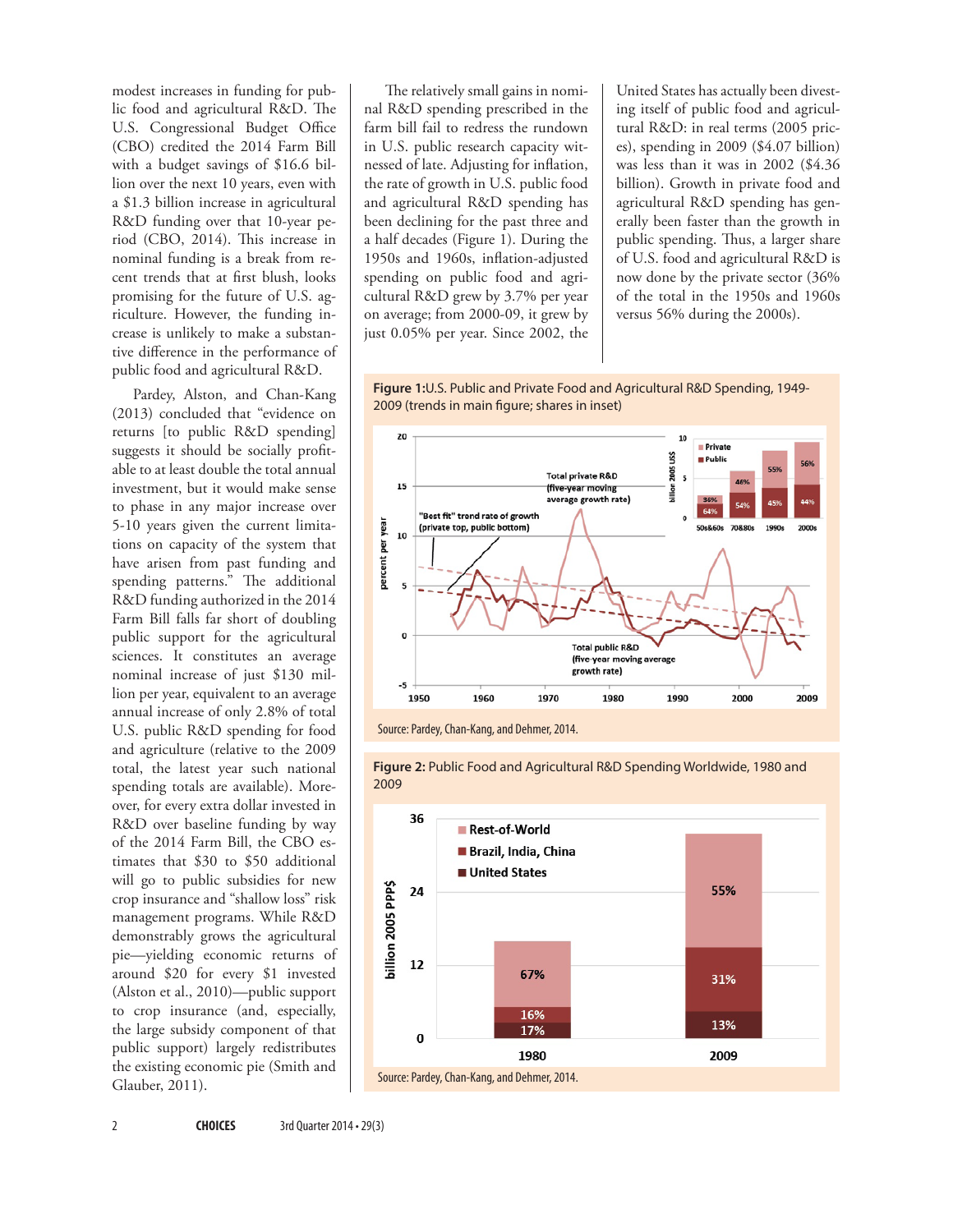modest increases in funding for public food and agricultural R&D. The U.S. Congressional Budget Office (CBO) credited the 2014 Farm Bill with a budget savings of $16.6 billion over the next 10 years, even with a $1.3 billion increase in agricultural R&D funding over that 10-year period (CBO, 2014). This increase in nominal funding is a break from recent trends that at first blush, looks promising for the future of U.S. agriculture. However, the funding increase is unlikely to make a substantive difference in the performance of public food and agricultural R&D.

Pardey, Alston, and Chan-Kang (2013) concluded that "evidence on returns [to public R&D spending] suggests it should be socially profitable to at least double the total annual investment, but it would make sense to phase in any major increase over 5-10 years given the current limitations on capacity of the system that have arisen from past funding and spending patterns." The additional R&D funding authorized in the 2014 Farm Bill falls far short of doubling public support for the agricultural sciences. It constitutes an average nominal increase of just $130 million per year, equivalent to an average annual increase of only 2.8% of total U.S. public R&D spending for food and agriculture (relative to the 2009 total, the latest year such national spending totals are available). Moreover, for every extra dollar invested in R&D over baseline funding by way of the 2014 Farm Bill, the CBO estimates that $30 to $50 additional will go to public subsidies for new crop insurance and "shallow loss" risk management programs. While R&D demonstrably grows the agricultural pie—yielding economic returns of around $20 for every $1 invested (Alston et al., 2010)—public support to crop insurance (and, especially, the large subsidy component of that public support) largely redistributes the existing economic pie (Smith and Glauber, 2011).

The relatively small gains in nominal R&D spending prescribed in the farm bill fail to redress the rundown in U.S. public research capacity witnessed of late. Adjusting for inflation, the rate of growth in U.S. public food and agricultural R&D spending has been declining for the past three and a half decades (Figure 1). During the 1950s and 1960s, inflation-adjusted spending on public food and agricultural R&D grew by 3.7% per year on average; from 2000-09, it grew by just 0.05% per year. Since 2002, the United States has actually been divesting itself of public food and agricultural R&D: in real terms (2005 prices), spending in 2009 ($4.07 billion) was less than it was in 2002 ($4.36 billion). Growth in private food and agricultural R&D spending has generally been faster than the growth in public spending. Thus, a larger share of U.S. food and agricultural R&D is now done by the private sector (36% of the total in the 1950s and 1960s versus 56% during the 2000s).

**Figure 1:** U.S. Public and Private Food and Agricultural R&D Spending, 1949-2009 (trends in main figure; shares in inset)

Source: Pardey, Chan-Kang, and Dehmer, 2014.

**Figure 2:** Public Food and Agricultural R&D Spending Worldwide, 1980 and 2009

Source: Pardey, Chan-Kang, and Dehmer, 2014.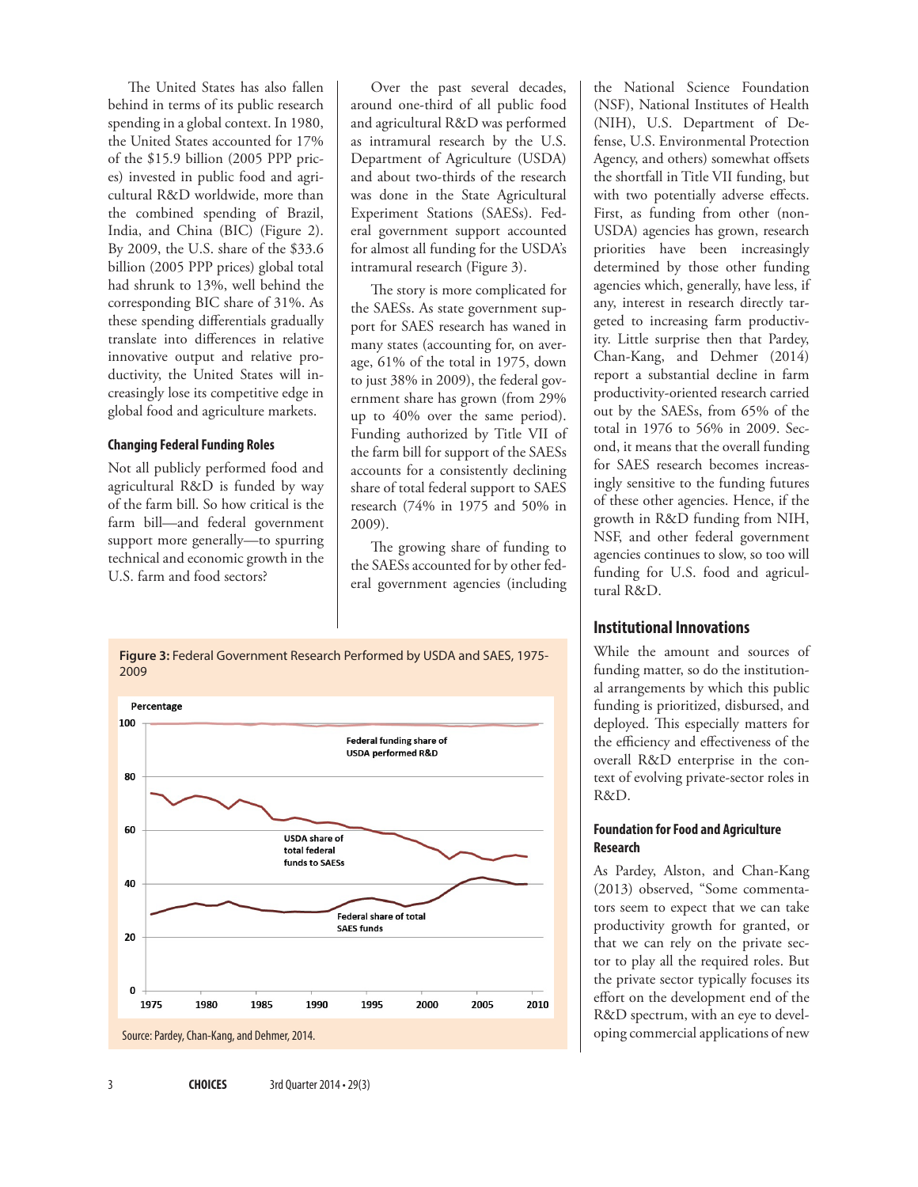The United States has also fallen behind in terms of its public research spending in a global context. In 1980, the United States accounted for 17% of the $15.9 billion (2005 PPP prices) invested in public food and agricultural R&D worldwide, more than the combined spending of Brazil, India, and China (BIC) (Figure 2). By 2009, the U.S. share of the $33.6 billion (2005 PPP prices) global total had shrunk to 13%, well behind the corresponding BIC share of 31%. As these spending differentials gradually translate into differences in relative innovative output and relative productivity, the United States will increasingly lose its competitive edge in global food and agriculture markets.

### Changing Federal Funding Roles

Not all publicly performed food and agricultural R&D is funded by way of the farm bill. So how critical is the farm bill—and federal government support more generally—to spurring technical and economic growth in the U.S. farm and food sectors?

Over the past several decades, around one-third of all public food and agricultural R&D was performed as intramural research by the U.S. Department of Agriculture (USDA) and about two-thirds of the research was done in the State Agricultural Experiment Stations (SAESs). Federal government support accounted for almost all funding for the USDA's intramural research (Figure 3).

The story is more complicated for the SAESs. As state government support for SAES research has waned in many states (accounting for, on average, 61% of the total in 1975, down to just 38% in 2009), the federal government share has grown (from 29% up to 40% over the same period). Funding authorized by Title VII of the farm bill for support of the SAESs accounts for a consistently declining share of total federal support to SAES research (74% in 1975 and 50% in 2009).

The growing share of funding to the SAESs accounted for by other federal government agencies (including the National Science Foundation (NSF), National Institutes of Health (NIH), U.S. Department of Defense, U.S. Environmental Protection Agency, and others) somewhat offsets the shortfall in Title VII funding, but with two potentially adverse effects. First, as funding from other (non-USDA) agencies has grown, research priorities have been increasingly determined by those other funding agencies which, generally, have less, if any, interest in research directly targeted to increasing farm productivity. Little surprise then that Pardey, Chan-Kang, and Dehmer (2014) report a substantial decline in farm productivity-oriented research carried out by the SAESs, from 65% of the total in 1976 to 56% in 2009. Second, it means that the overall funding for SAES research becomes increasingly sensitive to the funding futures of these other agencies. Hence, if the growth in R&D funding from NIH, NSF, and other federal government agencies continues to slow, so too will funding for U.S. food and agricultural R&D.

**Figure 3:** Federal Government Research Performed by USDA and SAES, 1975-2009

Source: Pardey, Chan-Kang, and Dehmer, 2014.

## Institutional Innovations

While the amount and sources of funding matter, so do the institutional arrangements by which this public funding is prioritized, disbursed, and deployed. This especially matters for the efficiency and effectiveness of the overall R&D enterprise in the context of evolving private-sector roles in R&D.

### Foundation for Food and Agriculture Research

As Pardey, Alston, and Chan-Kang (2013) observed, "Some commentators seem to expect that we can take productivity growth for granted, or that we can rely on the private sector to play all the required roles. But the private sector typically focuses its effort on the development end of the R&D spectrum, with an eye to developing commercial applications of new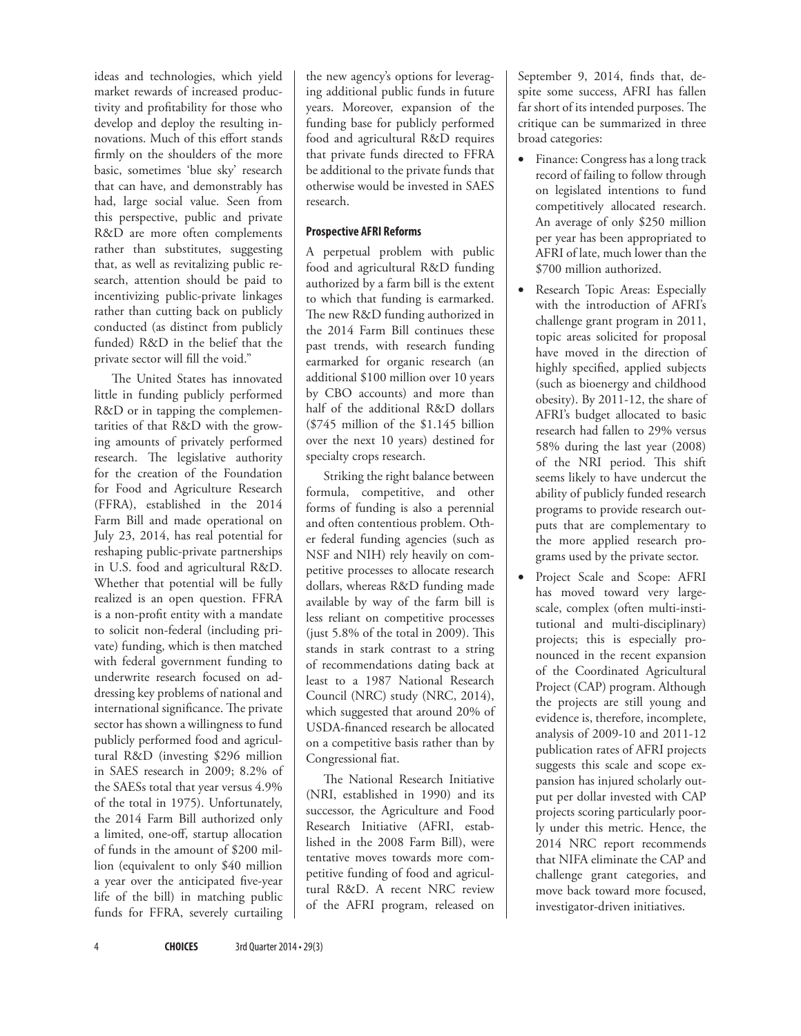ideas and technologies, which yield market rewards of increased productivity and profitability for those who develop and deploy the resulting innovations. Much of this effort stands firmly on the shoulders of the more basic, sometimes 'blue sky' research that can have, and demonstrably has had, large social value. Seen from this perspective, public and private R&D are more often complements rather than substitutes, suggesting that, as well as revitalizing public research, attention should be paid to incentivizing public-private linkages rather than cutting back on publicly conducted (as distinct from publicly funded) R&D in the belief that the private sector will fill the void."

The United States has innovated little in funding publicly performed R&D or in tapping the complementarities of that R&D with the growing amounts of privately performed research. The legislative authority for the creation of the Foundation for Food and Agriculture Research (FFRA), established in the 2014 Farm Bill and made operational on July 23, 2014, has real potential for reshaping public-private partnerships in U.S. food and agricultural R&D. Whether that potential will be fully realized is an open question. FFRA is a non-profit entity with a mandate to solicit non-federal (including private) funding, which is then matched with federal government funding to underwrite research focused on addressing key problems of national and international significance. The private sector has shown a willingness to fund publicly performed food and agricultural R&D (investing $296 million in SAES research in 2009; 8.2% of the SAESs total that year versus 4.9% of the total in 1975). Unfortunately, the 2014 Farm Bill authorized only a limited, one-off, startup allocation of funds in the amount of $200 million (equivalent to only $40 million a year over the anticipated five-year life of the bill) in matching public funds for FFRA, severely curtailing the new agency's options for leveraging additional public funds in future years. Moreover, expansion of the funding base for publicly performed food and agricultural R&D requires that private funds directed to FFRA be additional to the private funds that otherwise would be invested in SAES research.

### Prospective AFRI Reforms

A perpetual problem with public food and agricultural R&D funding authorized by a farm bill is the extent to which that funding is earmarked. The new R&D funding authorized in the 2014 Farm Bill continues these past trends, with research funding earmarked for organic research (an additional $100 million over 10 years by CBO accounts) and more than half of the additional R&D dollars ($745 million of the $1.145 billion over the next 10 years) destined for specialty crops research.

Striking the right balance between formula, competitive, and other forms of funding is also a perennial and often contentious problem. Other federal funding agencies (such as NSF and NIH) rely heavily on competitive processes to allocate research dollars, whereas R&D funding made available by way of the farm bill is less reliant on competitive processes (just 5.8% of the total in 2009). This stands in stark contrast to a string of recommendations dating back at least to a 1987 National Research Council (NRC) study (NRC, 2014), which suggested that around 20% of USDA-financed research be allocated on a competitive basis rather than by Congressional fiat.

The National Research Initiative (NRI, established in 1990) and its successor, the Agriculture and Food Research Initiative (AFRI, established in the 2008 Farm Bill), were tentative moves towards more competitive funding of food and agricultural R&D. A recent NRC review of the AFRI program, released on September 9, 2014, finds that, despite some success, AFRI has fallen far short of its intended purposes. The critique can be summarized in three broad categories:

- Finance: Congress has a long track record of failing to follow through on legislated intentions to fund competitively allocated research. An average of only $250 million per year has been appropriated to AFRI of late, much lower than the $700 million authorized.
- Research Topic Areas: Especially with the introduction of AFRI's challenge grant program in 2011, topic areas solicited for proposal have moved in the direction of highly specified, applied subjects (such as bioenergy and childhood obesity). By 2011-12, the share of AFRI's budget allocated to basic research had fallen to 29% versus 58% during the last year (2008) of the NRI period. This shift seems likely to have undercut the ability of publicly funded research programs to provide research outputs that are complementary to the more applied research programs used by the private sector.
- Project Scale and Scope: AFRI has moved toward very large-scale, complex (often multi-institutional and multi-disciplinary) projects; this is especially pronounced in the recent expansion of the Coordinated Agricultural Project (CAP) program. Although the projects are still young and evidence is, therefore, incomplete, analysis of 2009-10 and 2011-12 publication rates of AFRI projects suggests this scale and scope expansion has injured scholarly output per dollar invested with CAP projects scoring particularly poorly under this metric. Hence, the 2014 NRC report recommends that NIFA eliminate the CAP and challenge grant categories, and move back toward more focused, investigator-driven initiatives.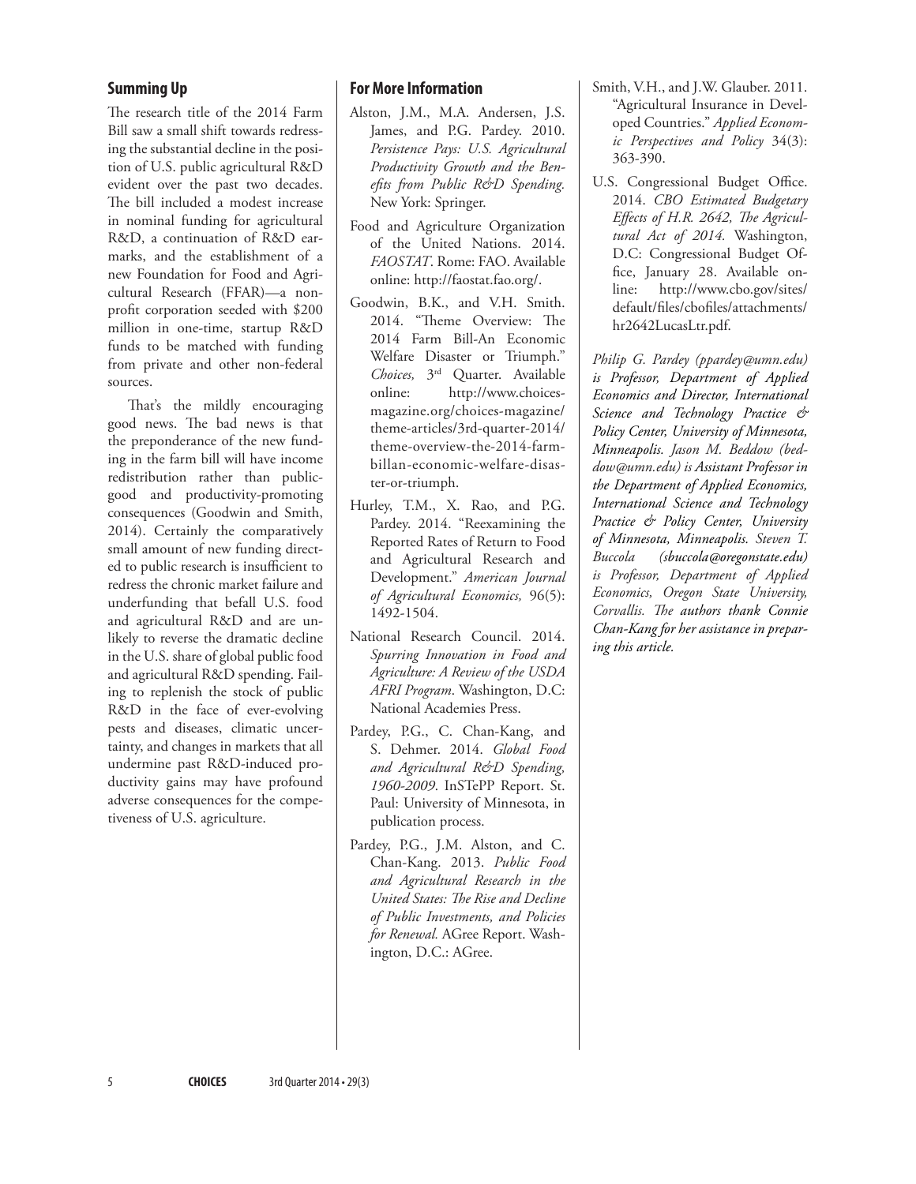## Summing Up

The research title of the 2014 Farm Bill saw a small shift towards redressing the substantial decline in the position of U.S. public agricultural R&D evident over the past two decades. The bill included a modest increase in nominal funding for agricultural R&D, a continuation of R&D earmarks, and the establishment of a new Foundation for Food and Agricultural Research (FFAR)—a nonprofit corporation seeded with $200 million in one-time, startup R&D funds to be matched with funding from private and other non-federal sources.

That's the mildly encouraging good news. The bad news is that the preponderance of the new funding in the farm bill will have income redistribution rather than public-good and productivity-promoting consequences (Goodwin and Smith, 2014). Certainly the comparatively small amount of new funding directed to public research is insufficient to redress the chronic market failure and underfunding that befall U.S. food and agricultural R&D and are unlikely to reverse the dramatic decline in the U.S. share of global public food and agricultural R&D spending. Failing to replenish the stock of public R&D in the face of ever-evolving pests and diseases, climatic uncertainty, and changes in markets that all undermine past R&D-induced productivity gains may have profound adverse consequences for the competiveness of U.S. agriculture.

## For More Information

Alston, J.M., M.A. Andersen, J.S. James, and P.G. Pardey. 2010. *Persistence Pays: U.S. Agricultural Productivity Growth and the Benefits from Public R&D Spending.* New York: Springer.

Food and Agriculture Organization of the United Nations. 2014. *FAOSTAT*. Rome: FAO. Available online: http://faostat.fao.org/.

Goodwin, B.K., and V.H. Smith. 2014. "Theme Overview: The 2014 Farm Bill-An Economic Welfare Disaster or Triumph." *Choices,* 3rd Quarter. Available online: http://www.choicesmagazine.org/choices-magazine/theme-articles/3rd-quarter-2014/theme-overview-the-2014-farm-billan-economic-welfare-disaster-or-triumph.

Hurley, T.M., X. Rao, and P.G. Pardey. 2014. "Reexamining the Reported Rates of Return to Food and Agricultural Research and Development." *American Journal of Agricultural Economics,* 96(5): 1492-1504.

National Research Council. 2014. *Spurring Innovation in Food and Agriculture: A Review of the USDA AFRI Program*. Washington, D.C: National Academies Press.

Pardey, P.G., C. Chan-Kang, and S. Dehmer. 2014. *Global Food and Agricultural R&D Spending, 1960-2009*. InSTePP Report. St. Paul: University of Minnesota, in publication process.

Pardey, P.G., J.M. Alston, and C. Chan-Kang. 2013. *Public Food and Agricultural Research in the United States: The Rise and Decline of Public Investments, and Policies for Renewal.* AGree Report. Washington, D.C.: AGree.

Smith, V.H., and J.W. Glauber. 2011. "Agricultural Insurance in Developed Countries." *Applied Economic Perspectives and Policy* 34(3): 363-390.

U.S. Congressional Budget Office. 2014. *CBO Estimated Budgetary Effects of H.R. 2642, The Agricultural Act of 2014.* Washington, D.C: Congressional Budget Office, January 28. Available online: http://www.cbo.gov/sites/default/files/cbofiles/attachments/hr2642LucasLtr.pdf.

*Philip G. Pardey (ppardey@umn.edu) is Professor, Department of Applied Economics and Director, International Science and Technology Practice & Policy Center, University of Minnesota, Minneapolis. Jason M. Beddow (beddow@umn.edu) is Assistant Professor in the Department of Applied Economics, International Science and Technology Practice & Policy Center, University of Minnesota, Minneapolis. Steven T. Buccola (sbuccola@oregonstate.edu) is Professor, Department of Applied Economics, Oregon State University, Corvallis. The authors thank Connie Chan-Kang for her assistance in preparing this article.*